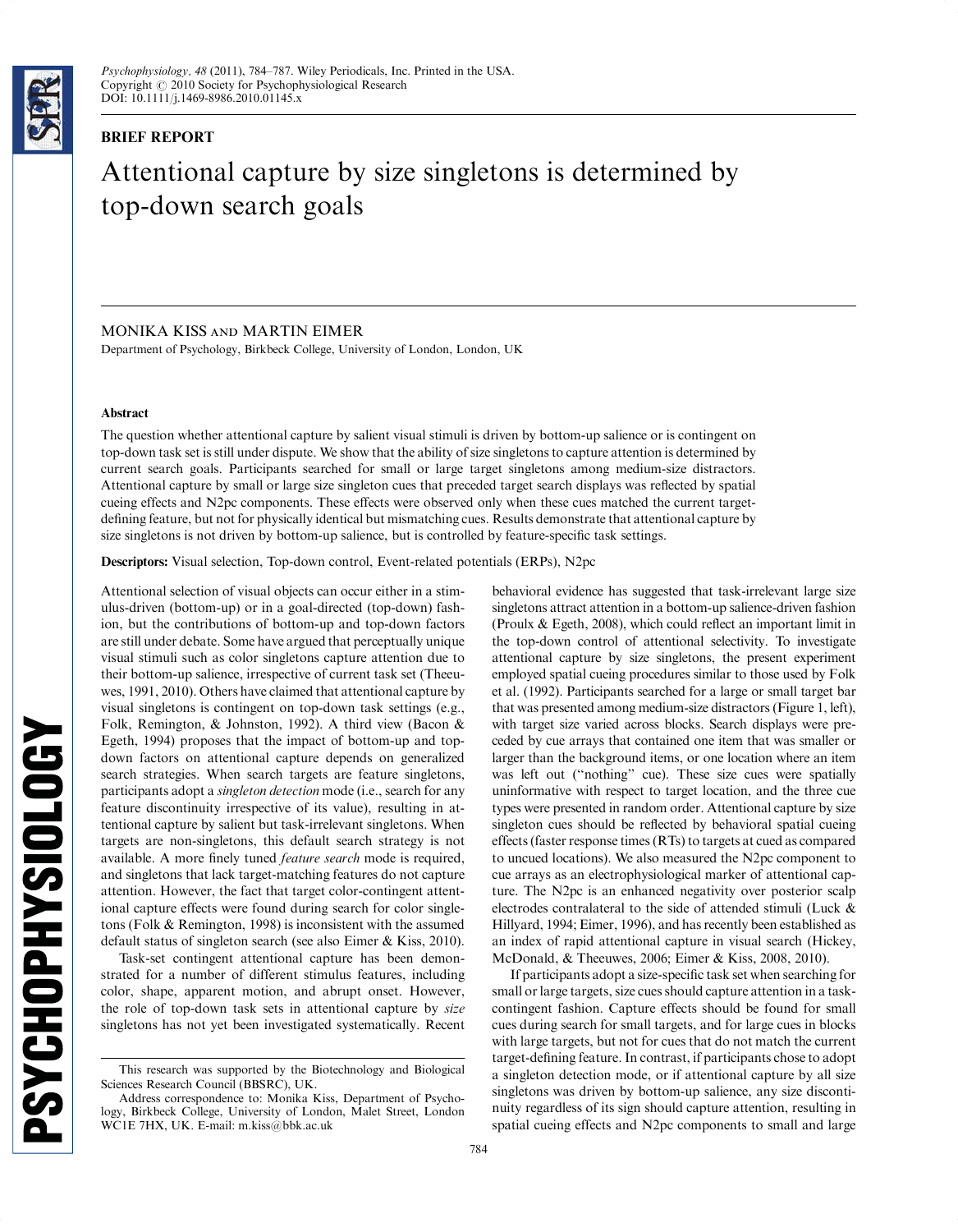BRIEF REPORT

# Attentional capture by size singletons is determined by top-down search goals

MONIKA KISS AND MARTIN EIMER

Department of Psychology, Birkbeck College, University of London, London, UK

## Abstract

The question whether attentional capture by salient visual stimuli is driven by bottom-up salience or is contingent on top-down task set is still under dispute. We show that the ability of size singletons to capture attention is determined by current search goals. Participants searched for small or large target singletons among medium-size distractors. Attentional capture by small or large size singleton cues that preceded target search displays was reflected by spatial cueing effects and N2pc components. These effects were observed only when these cues matched the current target-defining feature, but not for physically identical but mismatching cues. Results demonstrate that attentional capture by size singletons is not driven by bottom-up salience, but is controlled by feature-specific task settings.

**Descriptors:** Visual selection, Top-down control, Event-related potentials (ERPs), N2pc

Attentional selection of visual objects can occur either in a stimulus-driven (bottom-up) or in a goal-directed (top-down) fashion, but the contributions of bottom-up and top-down factors are still under debate. Some have argued that perceptually unique visual stimuli such as color singletons capture attention due to their bottom-up salience, irrespective of current task set (Theeuwes, 1991, 2010). Others have claimed that attentional capture by visual singletons is contingent on top-down task settings (e.g., Folk, Remington, & Johnston, 1992). A third view (Bacon & Egeth, 1994) proposes that the impact of bottom-up and top-down factors on attentional capture depends on generalized search strategies. When search targets are feature singletons, participants adopt a *singleton detection* mode (i.e., search for any feature discontinuity irrespective of its value), resulting in attentional capture by salient but task-irrelevant singletons. When targets are non-singletons, this default search strategy is not available. A more finely tuned *feature search* mode is required, and singletons that lack target-matching features do not capture attention. However, the fact that target color-contingent attentional capture effects were found during search for color singletons (Folk & Remington, 1998) is inconsistent with the assumed default status of singleton search (see also Eimer & Kiss, 2010).

Task-set contingent attentional capture has been demonstrated for a number of different stimulus features, including color, shape, apparent motion, and abrupt onset. However, the role of top-down task sets in attentional capture by *size* singletons has not yet been investigated systematically. Recent behavioral evidence has suggested that task-irrelevant large size singletons attract attention in a bottom-up salience-driven fashion (Proulx & Egeth, 2008), which could reflect an important limit in the top-down control of attentional selectivity. To investigate attentional capture by size singletons, the present experiment employed spatial cueing procedures similar to those used by Folk et al. (1992). Participants searched for a large or small target bar that was presented among medium-size distractors (Figure 1, left), with target size varied across blocks. Search displays were preceded by cue arrays that contained one item that was smaller or larger than the background items, or one location where an item was left out ("nothing" cue). These size cues were spatially uninformative with respect to target location, and the three cue types were presented in random order. Attentional capture by size singleton cues should be reflected by behavioral spatial cueing effects (faster response times (RTs) to targets at cued as compared to uncued locations). We also measured the N2pc component to cue arrays as an electrophysiological marker of attentional capture. The N2pc is an enhanced negativity over posterior scalp electrodes contralateral to the side of attended stimuli (Luck & Hillyard, 1994; Eimer, 1996), and has recently been established as an index of rapid attentional capture in visual search (Hickey, McDonald, & Theeuwes, 2006; Eimer & Kiss, 2008, 2010).

If participants adopt a size-specific task set when searching for small or large targets, size cues should capture attention in a task-contingent fashion. Capture effects should be found for small cues during search for small targets, and for large cues in blocks with large targets, but not for cues that do not match the current target-defining feature. In contrast, if participants chose to adopt a singleton detection mode, or if attentional capture by all size singletons was driven by bottom-up salience, any size discontinuity regardless of its sign should capture attention, resulting in spatial cueing effects and N2pc components to small and large

---

This research was supported by the Biotechnology and Biological Sciences Research Council (BBSRC), UK.

Address correspondence to: Monika Kiss, Department of Psychology, Birkbeck College, University of London, Malet Street, London WC1E 7HX, UK. E-mail: m.kiss@bbk.ac.uk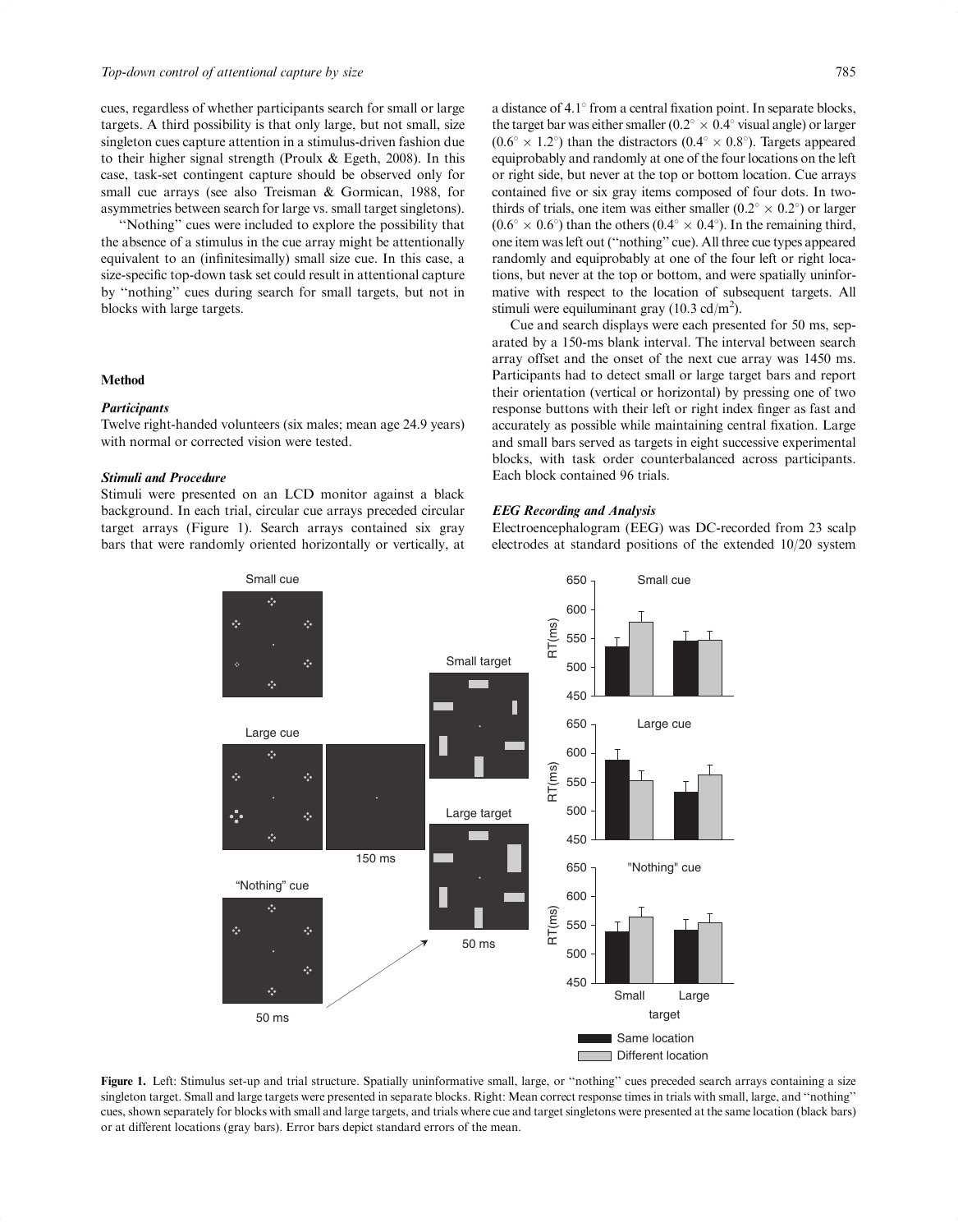cues, regardless of whether participants search for small or large targets. A third possibility is that only large, but not small, size singleton cues capture attention in a stimulus-driven fashion due to their higher signal strength (Proulx & Egeth, 2008). In this case, task-set contingent capture should be observed only for small cue arrays (see also Treisman & Gormican, 1988, for asymmetries between search for large vs. small target singletons).

"Nothing" cues were included to explore the possibility that the absence of a stimulus in the cue array might be attentionally equivalent to an (infinitesimally) small size cue. In this case, a size-specific top-down task set could result in attentional capture by "nothing" cues during search for small targets, but not in blocks with large targets.

## Method

### *Participants*

Twelve right-handed volunteers (six males; mean age 24.9 years) with normal or corrected vision were tested.

### *Stimuli and Procedure*

Stimuli were presented on an LCD monitor against a black background. In each trial, circular cue arrays preceded circular target arrays (Figure 1). Search arrays contained six gray bars that were randomly oriented horizontally or vertically, at a distance of 4.1° from a central fixation point. In separate blocks, the target bar was either smaller (0.2° × 0.4° visual angle) or larger (0.6° × 1.2°) than the distractors (0.4° × 0.8°). Targets appeared equiprobably and randomly at one of the four locations on the left or right side, but never at the top or bottom location. Cue arrays contained five or six gray items composed of four dots. In two-thirds of trials, one item was either smaller (0.2° × 0.2°) or larger (0.6° × 0.6°) than the others (0.4° × 0.4°). In the remaining third, one item was left out ("nothing" cue). All three cue types appeared randomly and equiprobably at one of the four left or right locations, but never at the top or bottom, and were spatially uninformative with respect to the location of subsequent targets. All stimuli were equiluminant gray (10.3 cd/m$^2$).

Cue and search displays were each presented for 50 ms, separated by a 150-ms blank interval. The interval between search array offset and the onset of the next cue array was 1450 ms. Participants had to detect small or large target bars and report their orientation (vertical or horizontal) by pressing one of two response buttons with their left or right index finger as fast and accurately as possible while maintaining central fixation. Large and small bars served as targets in eight successive experimental blocks, with task order counterbalanced across participants. Each block contained 96 trials.

### *EEG Recording and Analysis*

Electroencephalogram (EEG) was DC-recorded from 23 scalp electrodes at standard positions of the extended 10/20 system

**Figure 1.** Left: Stimulus set-up and trial structure. Spatially uninformative small, large, or "nothing" cues preceded search arrays containing a size singleton target. Small and large targets were presented in separate blocks. Right: Mean correct response times in trials with small, large, and "nothing" cues, shown separately for blocks with small and large targets, and trials where cue and target singletons were presented at the same location (black bars) or at different locations (gray bars). Error bars depict standard errors of the mean.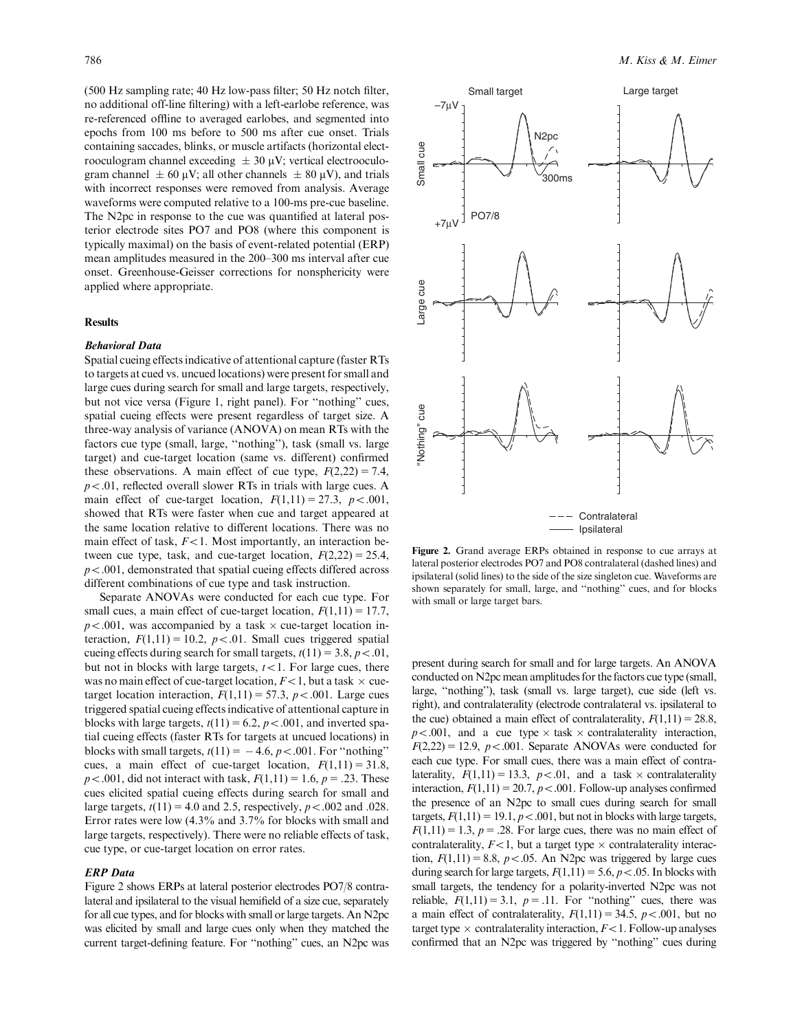(500 Hz sampling rate; 40 Hz low-pass filter; 50 Hz notch filter, no additional off-line filtering) with a left-earlobe reference, was re-referenced offline to averaged earlobes, and segmented into epochs from 100 ms before to 500 ms after cue onset. Trials containing saccades, blinks, or muscle artifacts (horizontal electrooculogram channel exceeding $\pm$ 30 μV; vertical electrooculogram channel $\pm$ 60 μV; all other channels $\pm$ 80 μV), and trials with incorrect responses were removed from analysis. Average waveforms were computed relative to a 100-ms pre-cue baseline. The N2pc in response to the cue was quantified at lateral posterior electrode sites PO7 and PO8 (where this component is typically maximal) on the basis of event-related potential (ERP) mean amplitudes measured in the 200–300 ms interval after cue onset. Greenhouse-Geisser corrections for nonsphericity were applied where appropriate.

## Results

### *Behavioral Data*

Spatial cueing effects indicative of attentional capture (faster RTs to targets at cued vs. uncued locations) were present for small and large cues during search for small and large targets, respectively, but not vice versa (Figure 1, right panel). For "nothing" cues, spatial cueing effects were present regardless of target size. A three-way analysis of variance (ANOVA) on mean RTs with the factors cue type (small, large, "nothing"), task (small vs. large target) and cue-target location (same vs. different) confirmed these observations. A main effect of cue type, $F(2,22) = 7.4$, $p < .01$, reflected overall slower RTs in trials with large cues. A main effect of cue-target location, $F(1,11) = 27.3$, $p < .001$, showed that RTs were faster when cue and target appeared at the same location relative to different locations. There was no main effect of task, $F < 1$. Most importantly, an interaction between cue type, task, and cue-target location, $F(2,22) = 25.4$, $p < .001$, demonstrated that spatial cueing effects differed across different combinations of cue type and task instruction.

Separate ANOVAs were conducted for each cue type. For small cues, a main effect of cue-target location, $F(1,11) = 17.7$, $p < .001$, was accompanied by a task × cue-target location interaction, $F(1,11) = 10.2$, $p < .01$. Small cues triggered spatial cueing effects during search for small targets, $t(11) = 3.8$, $p < .01$, but not in blocks with large targets, $t < 1$. For large cues, there was no main effect of cue-target location, $F < 1$, but a task × cue-target location interaction, $F(1,11) = 57.3$, $p < .001$. Large cues triggered spatial cueing effects indicative of attentional capture in blocks with large targets, $t(11) = 6.2$, $p < .001$, and inverted spatial cueing effects (faster RTs for targets at uncued locations) in blocks with small targets, $t(11) = -4.6$, $p < .001$. For "nothing" cues, a main effect of cue-target location, $F(1,11) = 31.8$, $p < .001$, did not interact with task, $F(1,11) = 1.6$, $p = .23$. These cues elicited spatial cueing effects during search for small and large targets, $t(11) = 4.0$ and 2.5, respectively, $p < .002$ and .028. Error rates were low (4.3% and 3.7% for blocks with small and large targets, respectively). There were no reliable effects of task, cue type, or cue-target location on error rates.

### *ERP Data*

Figure 2 shows ERPs at lateral posterior electrodes PO7/8 contralateral and ipsilateral to the visual hemifield of a size cue, separately for all cue types, and for blocks with small or large targets. An N2pc was elicited by small and large cues only when they matched the current target-defining feature. For "nothing" cues, an N2pc was present during search for small and for large targets. An ANOVA conducted on N2pc mean amplitudes for the factors cue type (small, large, "nothing"), task (small vs. large target), cue side (left vs. right), and contralaterality (electrode contralateral vs. ipsilateral to the cue) obtained a main effect of contralaterality, $F(1,11) = 28.8$, $p < .001$, and a cue type × task × contralaterality interaction, $F(2,22) = 12.9$, $p < .001$. Separate ANOVAs were conducted for each cue type. For small cues, there was a main effect of contralaterality, $F(1,11) = 13.3$, $p < .01$, and a task × contralaterality interaction, $F(1,11) = 20.7$, $p < .001$. Follow-up analyses confirmed the presence of an N2pc to small cues during search for small targets, $F(1,11) = 19.1$, $p < .001$, but not in blocks with large targets, $F(1,11) = 1.3$, $p = .28$. For large cues, there was no main effect of contralaterality, $F < 1$, but a target type × contralaterality interaction, $F(1,11) = 8.8$, $p < .05$. An N2pc was triggered by large cues during search for large targets, $F(1,11) = 5.6$, $p < .05$. In blocks with small targets, the tendency for a polarity-inverted N2pc was not reliable, $F(1,11) = 3.1$, $p = .11$. For "nothing" cues, there was a main effect of contralaterality, $F(1,11) = 34.5$, $p < .001$, but no target type × contralaterality interaction, $F < 1$. Follow-up analyses confirmed that an N2pc was triggered by "nothing" cues during

**Figure 2.** Grand average ERPs obtained in response to cue arrays at lateral posterior electrodes PO7 and PO8 contralateral (dashed lines) and ipsilateral (solid lines) to the side of the size singleton cue. Waveforms are shown separately for small, large, and "nothing" cues, and for blocks with small or large target bars.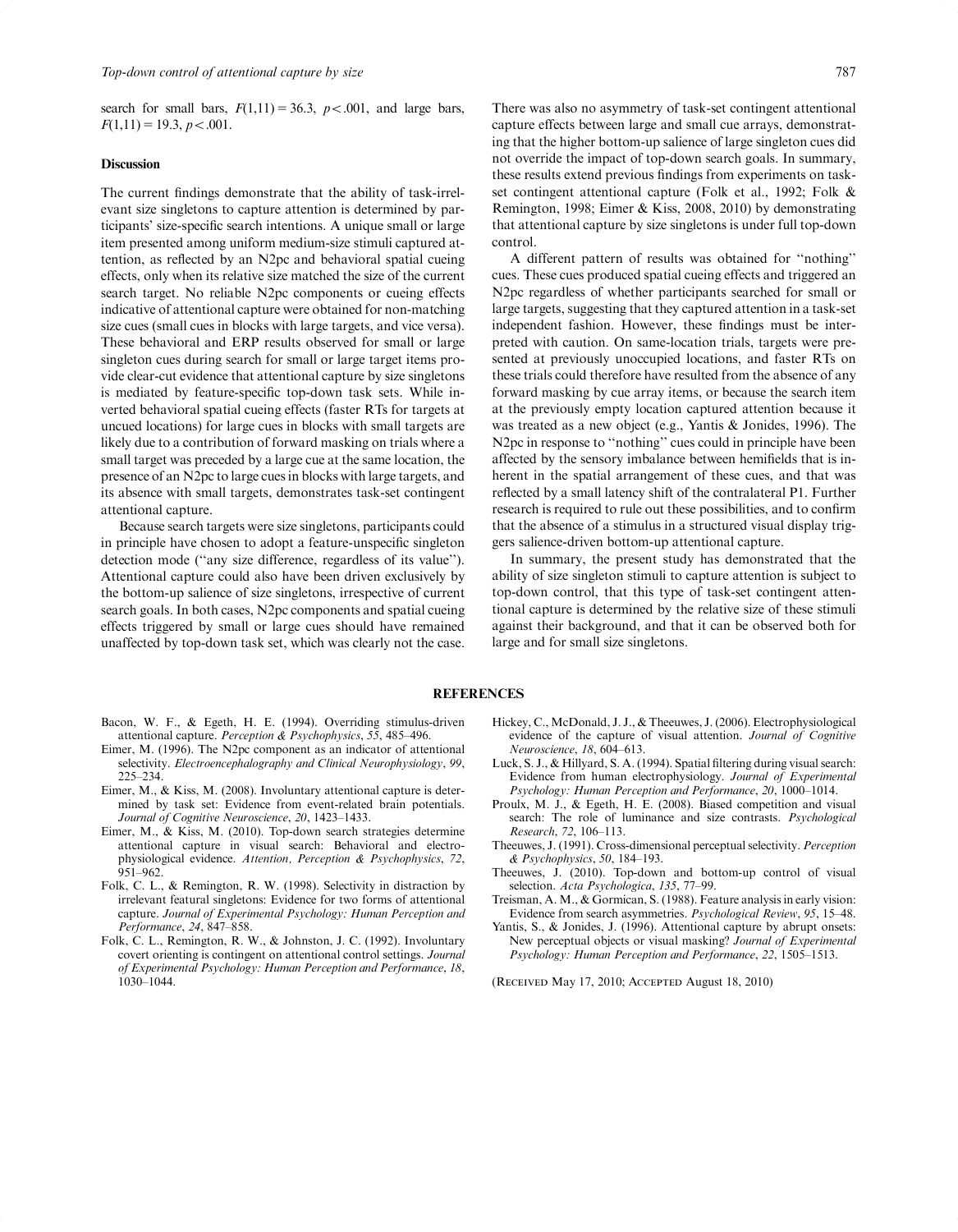search for small bars, $F(1,11) = 36.3$, $p < .001$, and large bars, $F(1,11) = 19.3$, $p < .001$.

## Discussion

The current findings demonstrate that the ability of task-irrelevant size singletons to capture attention is determined by participants' size-specific search intentions. A unique small or large item presented among uniform medium-size stimuli captured attention, as reflected by an N2pc and behavioral spatial cueing effects, only when its relative size matched the size of the current search target. No reliable N2pc components or cueing effects indicative of attentional capture were obtained for non-matching size cues (small cues in blocks with large targets, and vice versa). These behavioral and ERP results observed for small or large singleton cues during search for small or large target items provide clear-cut evidence that attentional capture by size singletons is mediated by feature-specific top-down task sets. While inverted behavioral spatial cueing effects (faster RTs for targets at uncued locations) for large cues in blocks with small targets are likely due to a contribution of forward masking on trials where a small target was preceded by a large cue at the same location, the presence of an N2pc to large cues in blocks with large targets, and its absence with small targets, demonstrates task-set contingent attentional capture.

Because search targets were size singletons, participants could in principle have chosen to adopt a feature-unspecific singleton detection mode (''any size difference, regardless of its value''). Attentional capture could also have been driven exclusively by the bottom-up salience of size singletons, irrespective of current search goals. In both cases, N2pc components and spatial cueing effects triggered by small or large cues should have remained unaffected by top-down task set, which was clearly not the case. There was also no asymmetry of task-set contingent attentional capture effects between large and small cue arrays, demonstrating that the higher bottom-up salience of large singleton cues did not override the impact of top-down search goals. In summary, these results extend previous findings from experiments on task-set contingent attentional capture (Folk et al., 1992; Folk & Remington, 1998; Eimer & Kiss, 2008, 2010) by demonstrating that attentional capture by size singletons is under full top-down control.

A different pattern of results was obtained for ''nothing'' cues. These cues produced spatial cueing effects and triggered an N2pc regardless of whether participants searched for small or large targets, suggesting that they captured attention in a task-set independent fashion. However, these findings must be interpreted with caution. On same-location trials, targets were presented at previously unoccupied locations, and faster RTs on these trials could therefore have resulted from the absence of any forward masking by cue array items, or because the search item at the previously empty location captured attention because it was treated as a new object (e.g., Yantis & Jonides, 1996). The N2pc in response to ''nothing'' cues could in principle have been affected by the sensory imbalance between hemifields that is inherent in the spatial arrangement of these cues, and that was reflected by a small latency shift of the contralateral P1. Further research is required to rule out these possibilities, and to confirm that the absence of a stimulus in a structured visual display triggers salience-driven bottom-up attentional capture.

In summary, the present study has demonstrated that the ability of size singleton stimuli to capture attention is subject to top-down control, that this type of task-set contingent attentional capture is determined by the relative size of these stimuli against their background, and that it can be observed both for large and for small size singletons.

## REFERENCES

Bacon, W. F., & Egeth, H. E. (1994). Overriding stimulus-driven attentional capture. *Perception & Psychophysics*, *55*, 485–496.

Eimer, M. (1996). The N2pc component as an indicator of attentional selectivity. *Electroencephalography and Clinical Neurophysiology*, *99*, 225–234.

Eimer, M., & Kiss, M. (2008). Involuntary attentional capture is determined by task set: Evidence from event-related brain potentials. *Journal of Cognitive Neuroscience*, *20*, 1423–1433.

Eimer, M., & Kiss, M. (2010). Top-down search strategies determine attentional capture in visual search: Behavioral and electrophysiological evidence. *Attention, Perception & Psychophysics*, *72*, 951–962.

Folk, C. L., & Remington, R. W. (1998). Selectivity in distraction by irrelevant featural singletons: Evidence for two forms of attentional capture. *Journal of Experimental Psychology: Human Perception and Performance*, *24*, 847–858.

Folk, C. L., Remington, R. W., & Johnston, J. C. (1992). Involuntary covert orienting is contingent on attentional control settings. *Journal of Experimental Psychology: Human Perception and Performance*, *18*, 1030–1044.

Hickey, C., McDonald, J. J., & Theeuwes, J. (2006). Electrophysiological evidence of the capture of visual attention. *Journal of Cognitive Neuroscience*, *18*, 604–613.

Luck, S. J., & Hillyard, S. A. (1994). Spatial filtering during visual search: Evidence from human electrophysiology. *Journal of Experimental Psychology: Human Perception and Performance*, *20*, 1000–1014.

Proulx, M. J., & Egeth, H. E. (2008). Biased competition and visual search: The role of luminance and size contrasts. *Psychological Research*, *72*, 106–113.

Theeuwes, J. (1991). Cross-dimensional perceptual selectivity. *Perception & Psychophysics*, *50*, 184–193.

Theeuwes, J. (2010). Top-down and bottom-up control of visual selection. *Acta Psychologica*, *135*, 77–99.

Treisman, A. M., & Gormican, S. (1988). Feature analysis in early vision: Evidence from search asymmetries. *Psychological Review*, *95*, 15–48.

Yantis, S., & Jonides, J. (1996). Attentional capture by abrupt onsets: New perceptual objects or visual masking? *Journal of Experimental Psychology: Human Perception and Performance*, *22*, 1505–1513.

(Received May 17, 2010; Accepted August 18, 2010)